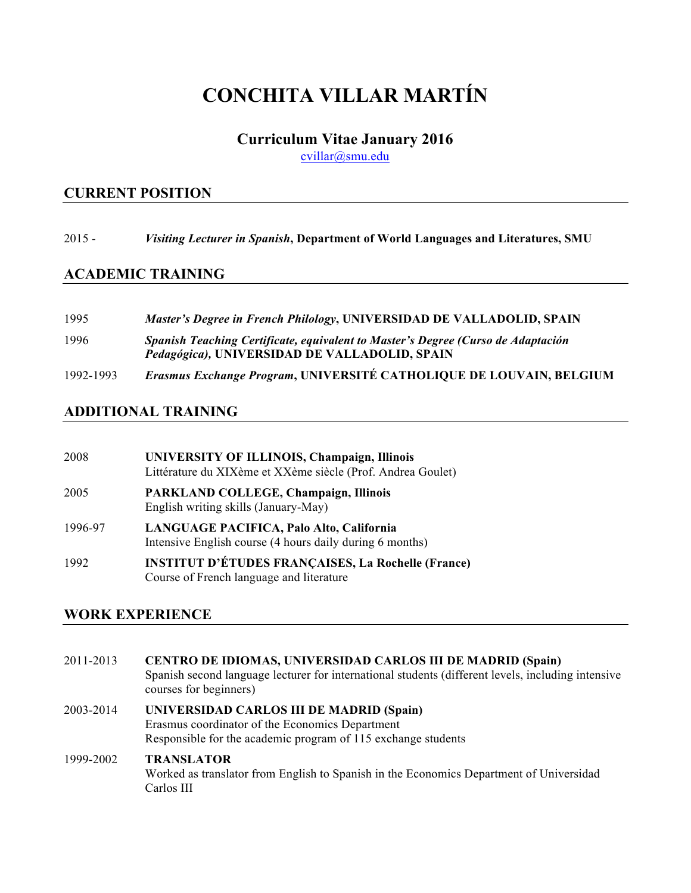# CONCHITA VILLAR MARTÍN

### Curriculum Vitae January 2016

cvillar@smu.edu

## CURRENT POSITION

2015 - *Visiting Lecturer in Spanish*, **Department of World Languages and Literatures, SMU**

## ACADEMIC TRAINING

1995 ***Master's Degree in French Philology*, UNIVERSIDAD DE VALLADOLID, SPAIN**

1996 ***Spanish Teaching Certificate, equivalent to Master's Degree (Curso de Adaptación Pedagógica),* UNIVERSIDAD DE VALLADOLID, SPAIN**

1992-1993 ***Erasmus Exchange Program*, UNIVERSITÉ CATHOLIQUE DE LOUVAIN, BELGIUM**

## ADDITIONAL TRAINING

2008 **UNIVERSITY OF ILLINOIS, Champaign, Illinois**
Littérature du XIXème et XXème siècle (Prof. Andrea Goulet)

2005 **PARKLAND COLLEGE, Champaign, Illinois**
English writing skills (January-May)

1996-97 **LANGUAGE PACIFICA, Palo Alto, California**
Intensive English course (4 hours daily during 6 months)

1992 **INSTITUT D'ÉTUDES FRANÇAISES, La Rochelle (France)**
Course of French language and literature

## WORK EXPERIENCE

2011-2013 **CENTRO DE IDIOMAS, UNIVERSIDAD CARLOS III DE MADRID (Spain)**
Spanish second language lecturer for international students (different levels, including intensive courses for beginners)

2003-2014 **UNIVERSIDAD CARLOS III DE MADRID (Spain)**
Erasmus coordinator of the Economics Department
Responsible for the academic program of 115 exchange students

1999-2002 **TRANSLATOR**
Worked as translator from English to Spanish in the Economics Department of Universidad Carlos III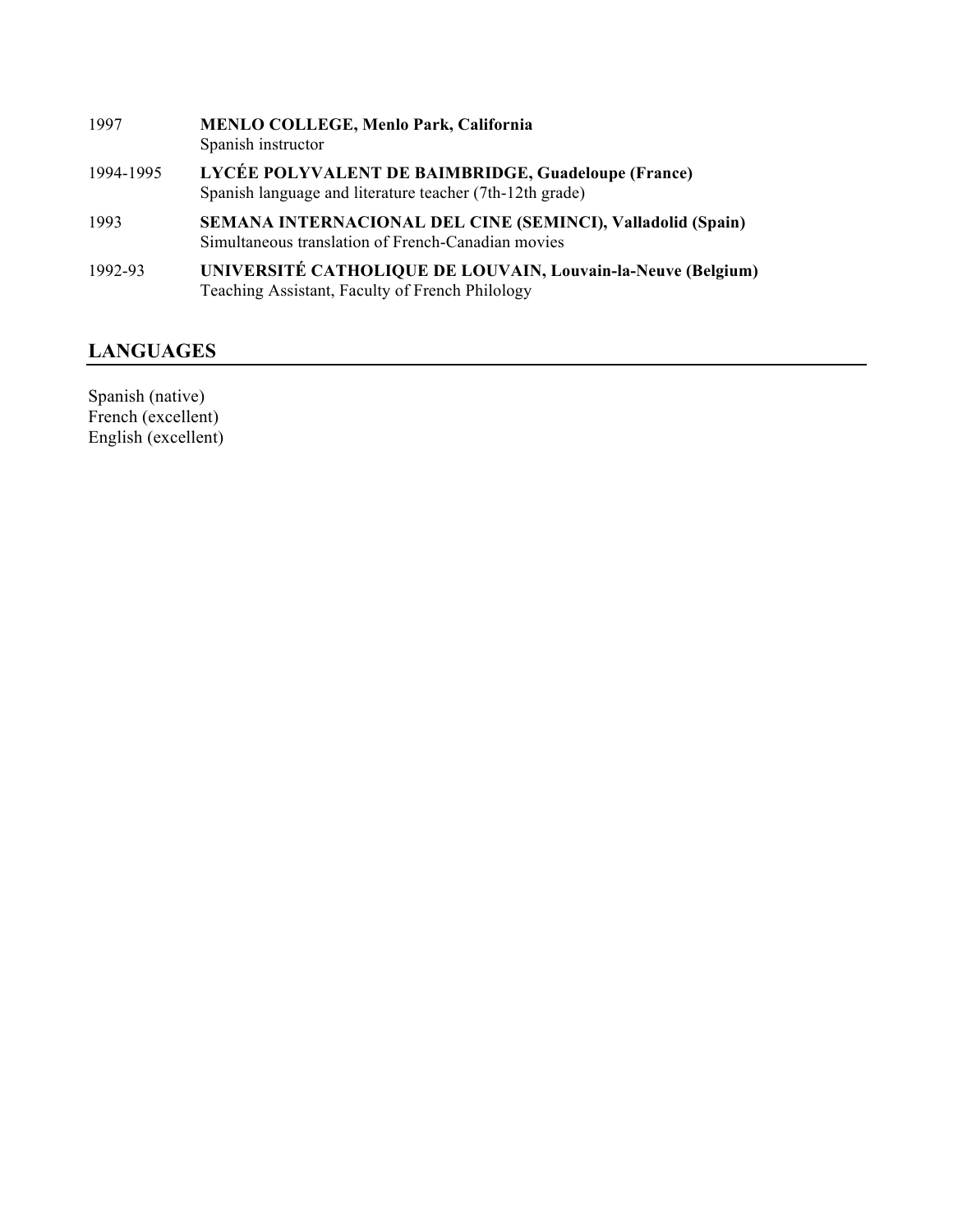1997 **MENLO COLLEGE, Menlo Park, California**
Spanish instructor

1994-1995 **LYCÉE POLYVALENT DE BAIMBRIDGE, Guadeloupe (France)**
Spanish language and literature teacher (7th-12th grade)

1993 **SEMANA INTERNACIONAL DEL CINE (SEMINCI), Valladolid (Spain)**
Simultaneous translation of French-Canadian movies

1992-93 **UNIVERSITÉ CATHOLIQUE DE LOUVAIN, Louvain-la-Neuve (Belgium)**
Teaching Assistant, Faculty of French Philology

## LANGUAGES

Spanish (native)
French (excellent)
English (excellent)